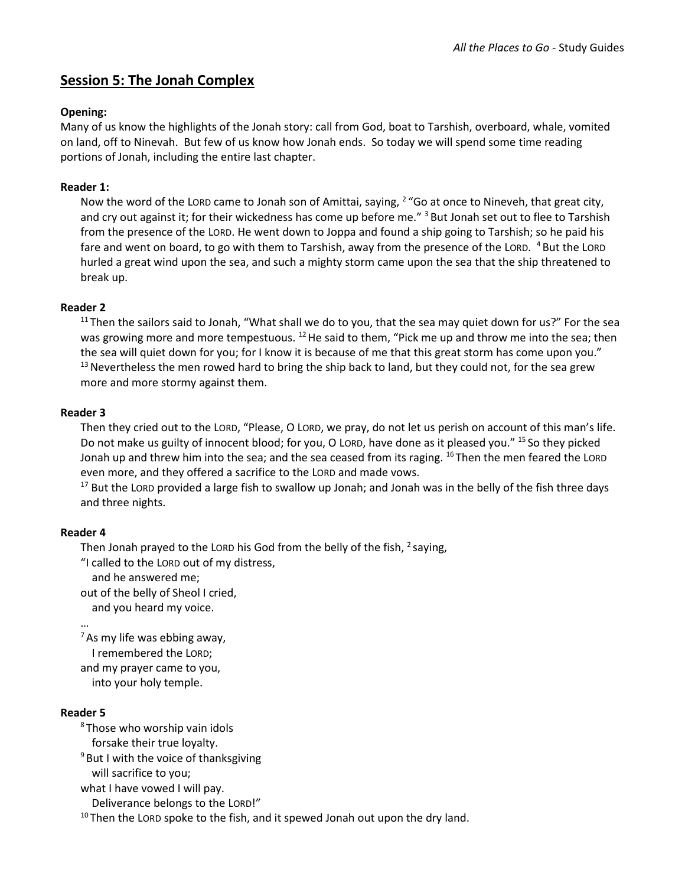## Session 5: The Jonah Complex

**Opening:**
Many of us know the highlights of the Jonah story: call from God, boat to Tarshish, overboard, whale, vomited on land, off to Nineveh. But few of us know how Jonah ends. So today we will spend some time reading portions of Jonah, including the entire last chapter.

**Reader 1:**

Now the word of the LORD came to Jonah son of Amittai, saying, [2] "Go at once to Nineveh, that great city, and cry out against it; for their wickedness has come up before me." [3] But Jonah set out to flee to Tarshish from the presence of the LORD. He went down to Joppa and found a ship going to Tarshish; so he paid his fare and went on board, to go with them to Tarshish, away from the presence of the LORD. [4] But the LORD hurled a great wind upon the sea, and such a mighty storm came upon the sea that the ship threatened to break up.

**Reader 2**

[11] Then the sailors said to Jonah, "What shall we do to you, that the sea may quiet down for us?" For the sea was growing more and more tempestuous. [12] He said to them, "Pick me up and throw me into the sea; then the sea will quiet down for you; for I know it is because of me that this great storm has come upon you." [13] Nevertheless the men rowed hard to bring the ship back to land, but they could not, for the sea grew more and more stormy against them.

**Reader 3**

Then they cried out to the LORD, "Please, O LORD, we pray, do not let us perish on account of this man's life. Do not make us guilty of innocent blood; for you, O LORD, have done as it pleased you." [15] So they picked Jonah up and threw him into the sea; and the sea ceased from its raging. [16] Then the men feared the LORD even more, and they offered a sacrifice to the LORD and made vows.

[17] But the LORD provided a large fish to swallow up Jonah; and Jonah was in the belly of the fish three days and three nights.

**Reader 4**

Then Jonah prayed to the LORD his God from the belly of the fish, [2] saying,
"I called to the LORD out of my distress,
  and he answered me;
out of the belly of Sheol I cried,
  and you heard my voice.
…
[7] As my life was ebbing away,
  I remembered the LORD;
and my prayer came to you,
  into your holy temple.

**Reader 5**

[8] Those who worship vain idols
  forsake their true loyalty.
[9] But I with the voice of thanksgiving
  will sacrifice to you;
what I have vowed I will pay.
  Deliverance belongs to the LORD!"
[10] Then the LORD spoke to the fish, and it spewed Jonah out upon the dry land.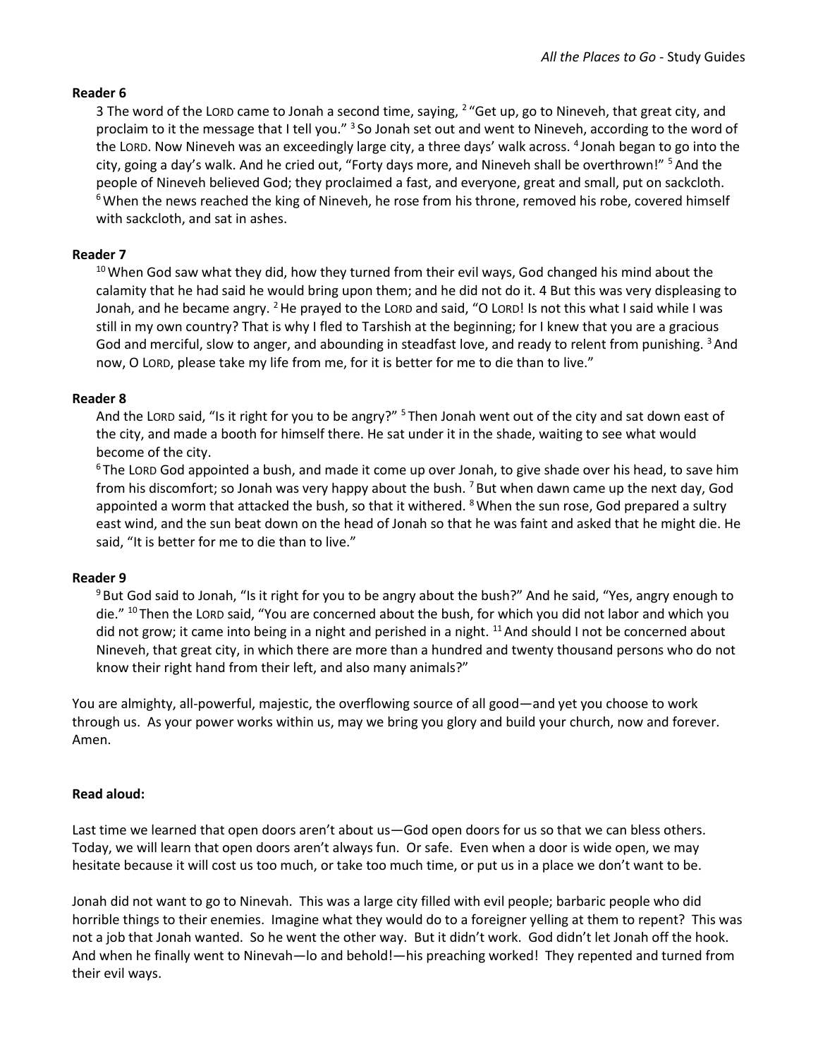**Reader 6**

3 The word of the LORD came to Jonah a second time, saying, [2] "Get up, go to Nineveh, that great city, and proclaim to it the message that I tell you." [3] So Jonah set out and went to Nineveh, according to the word of the LORD. Now Nineveh was an exceedingly large city, a three days' walk across. [4] Jonah began to go into the city, going a day's walk. And he cried out, "Forty days more, and Nineveh shall be overthrown!" [5] And the people of Nineveh believed God; they proclaimed a fast, and everyone, great and small, put on sackcloth. [6] When the news reached the king of Nineveh, he rose from his throne, removed his robe, covered himself with sackcloth, and sat in ashes.

**Reader 7**

[10] When God saw what they did, how they turned from their evil ways, God changed his mind about the calamity that he had said he would bring upon them; and he did not do it. 4 But this was very displeasing to Jonah, and he became angry. [2] He prayed to the LORD and said, "O LORD! Is not this what I said while I was still in my own country? That is why I fled to Tarshish at the beginning; for I knew that you are a gracious God and merciful, slow to anger, and abounding in steadfast love, and ready to relent from punishing. [3] And now, O LORD, please take my life from me, for it is better for me to die than to live."

**Reader 8**

And the LORD said, "Is it right for you to be angry?" [5] Then Jonah went out of the city and sat down east of the city, and made a booth for himself there. He sat under it in the shade, waiting to see what would become of the city.

[6] The LORD God appointed a bush, and made it come up over Jonah, to give shade over his head, to save him from his discomfort; so Jonah was very happy about the bush. [7] But when dawn came up the next day, God appointed a worm that attacked the bush, so that it withered. [8] When the sun rose, God prepared a sultry east wind, and the sun beat down on the head of Jonah so that he was faint and asked that he might die. He said, "It is better for me to die than to live."

**Reader 9**

[9] But God said to Jonah, "Is it right for you to be angry about the bush?" And he said, "Yes, angry enough to die." [10] Then the LORD said, "You are concerned about the bush, for which you did not labor and which you did not grow; it came into being in a night and perished in a night. [11] And should I not be concerned about Nineveh, that great city, in which there are more than a hundred and twenty thousand persons who do not know their right hand from their left, and also many animals?"

You are almighty, all-powerful, majestic, the overflowing source of all good—and yet you choose to work through us. As your power works within us, may we bring you glory and build your church, now and forever. Amen.

**Read aloud:**

Last time we learned that open doors aren't about us—God open doors for us so that we can bless others. Today, we will learn that open doors aren't always fun. Or safe. Even when a door is wide open, we may hesitate because it will cost us too much, or take too much time, or put us in a place we don't want to be.

Jonah did not want to go to Ninevah. This was a large city filled with evil people; barbaric people who did horrible things to their enemies. Imagine what they would do to a foreigner yelling at them to repent? This was not a job that Jonah wanted. So he went the other way. But it didn't work. God didn't let Jonah off the hook. And when he finally went to Ninevah—lo and behold!—his preaching worked! They repented and turned from their evil ways.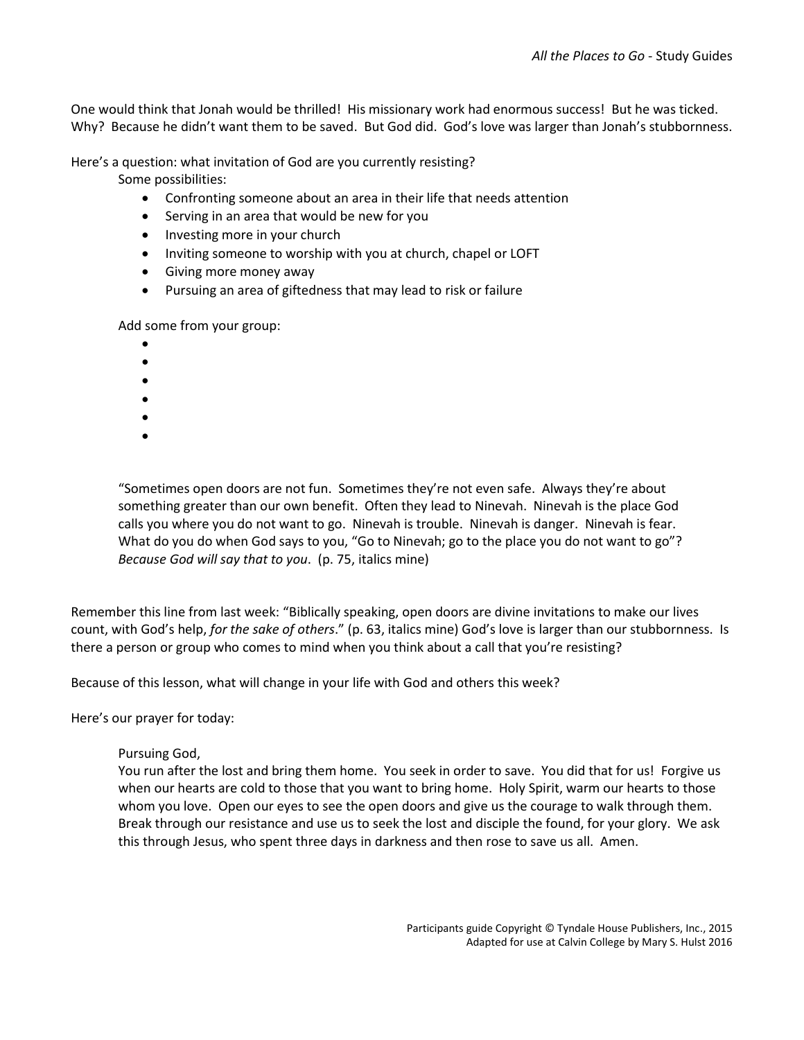One would think that Jonah would be thrilled! His missionary work had enormous success! But he was ticked. Why? Because he didn't want them to be saved. But God did. God's love was larger than Jonah's stubbornness.

Here's a question: what invitation of God are you currently resisting?

Some possibilities:

- Confronting someone about an area in their life that needs attention
- Serving in an area that would be new for you
- Investing more in your church
- Inviting someone to worship with you at church, chapel or LOFT
- Giving more money away
- Pursuing an area of giftedness that may lead to risk or failure

Add some from your group:

- 
- 
- 
- 
- 
- 

> "Sometimes open doors are not fun. Sometimes they're not even safe. Always they're about something greater than our own benefit. Often they lead to Nineveh. Ninevah is the place God calls you where you do not want to go. Ninevah is trouble. Ninevah is danger. Ninevah is fear. What do you do when God says to you, "Go to Ninevah; go to the place you do not want to go"? *Because God will say that to you*. (p. 75, italics mine)

Remember this line from last week: "Biblically speaking, open doors are divine invitations to make our lives count, with God's help, *for the sake of others*." (p. 63, italics mine) God's love is larger than our stubbornness. Is there a person or group who comes to mind when you think about a call that you're resisting?

Because of this lesson, what will change in your life with God and others this week?

Here's our prayer for today:

> Pursuing God,
> You run after the lost and bring them home. You seek in order to save. You did that for us! Forgive us when our hearts are cold to those that you want to bring home. Holy Spirit, warm our hearts to those whom you love. Open our eyes to see the open doors and give us the courage to walk through them. Break through our resistance and use us to seek the lost and disciple the found, for your glory. We ask this through Jesus, who spent three days in darkness and then rose to save us all. Amen.

Participants guide Copyright © Tyndale House Publishers, Inc., 2015
Adapted for use at Calvin College by Mary S. Hulst 2016